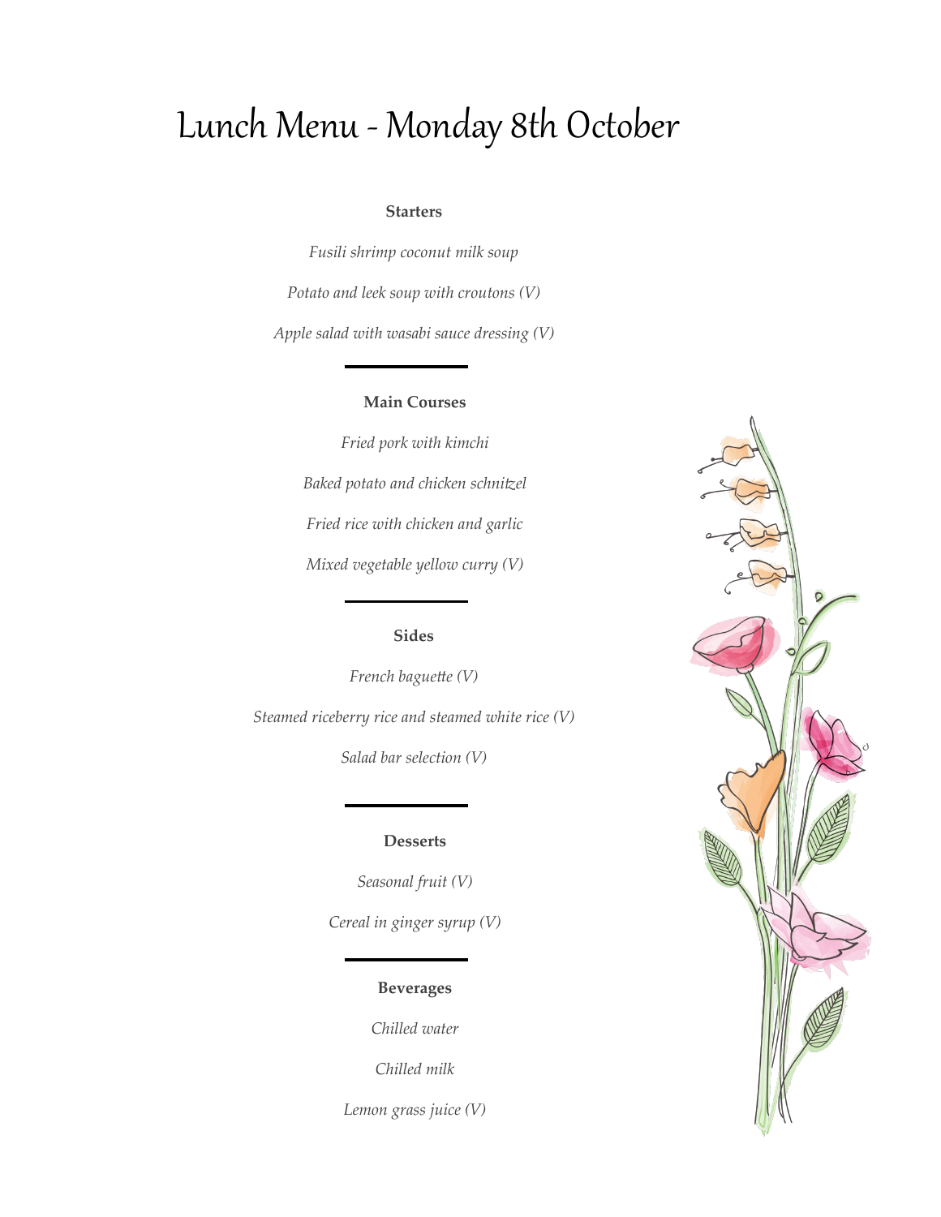# Lunch Menu - Monday 8th October

**Starters**

*Fusili shrimp coconut milk soup*

*Potato and leek soup with croutons (V)*

*Apple salad with wasabi sauce dressing (V)*

---

**Main Courses**

*Fried pork with kimchi*

*Baked potato and chicken schnitzel*

*Fried rice with chicken and garlic*

*Mixed vegetable yellow curry (V)*

---

**Sides**

*French baguette (V)*

*Steamed riceberry rice and steamed white rice (V)*

*Salad bar selection (V)*

---

**Desserts**

*Seasonal fruit (V)*

*Cereal in ginger syrup (V)*

---

**Beverages**

*Chilled water*

*Chilled milk*

*Lemon grass juice (V)*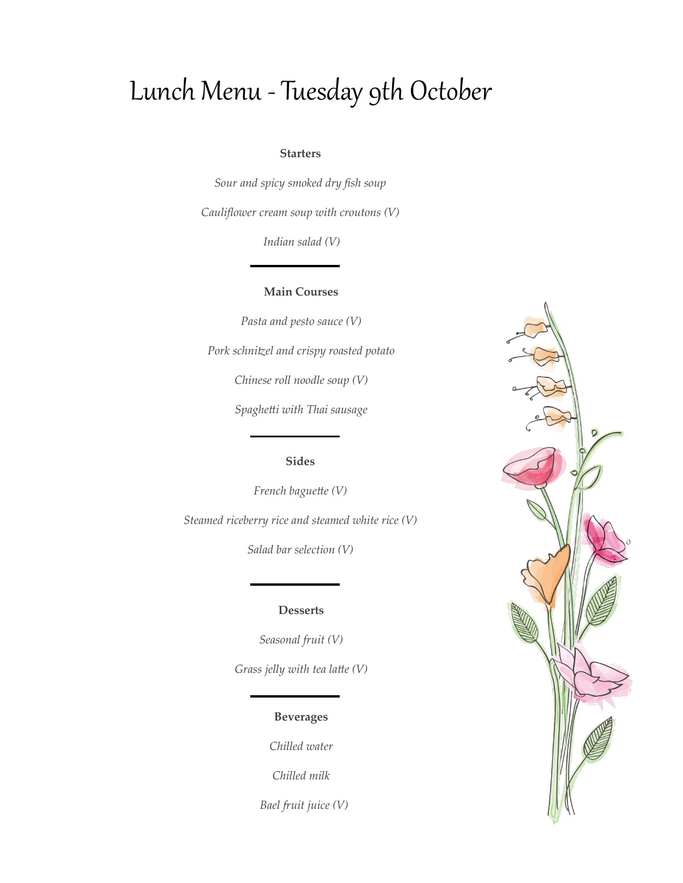# Lunch Menu - Tuesday 9th October

**Starters**

*Sour and spicy smoked dry fish soup*

*Cauliflower cream soup with croutons (V)*

*Indian salad (V)*

---

**Main Courses**

*Pasta and pesto sauce (V)*

*Pork schnitzel and crispy roasted potato*

*Chinese roll noodle soup (V)*

*Spaghetti with Thai sausage*

---

**Sides**

*French baguette (V)*

*Steamed riceberry rice and steamed white rice (V)*

*Salad bar selection (V)*

---

**Desserts**

*Seasonal fruit (V)*

*Grass jelly with tea latte (V)*

---

**Beverages**

*Chilled water*

*Chilled milk*

*Bael fruit juice (V)*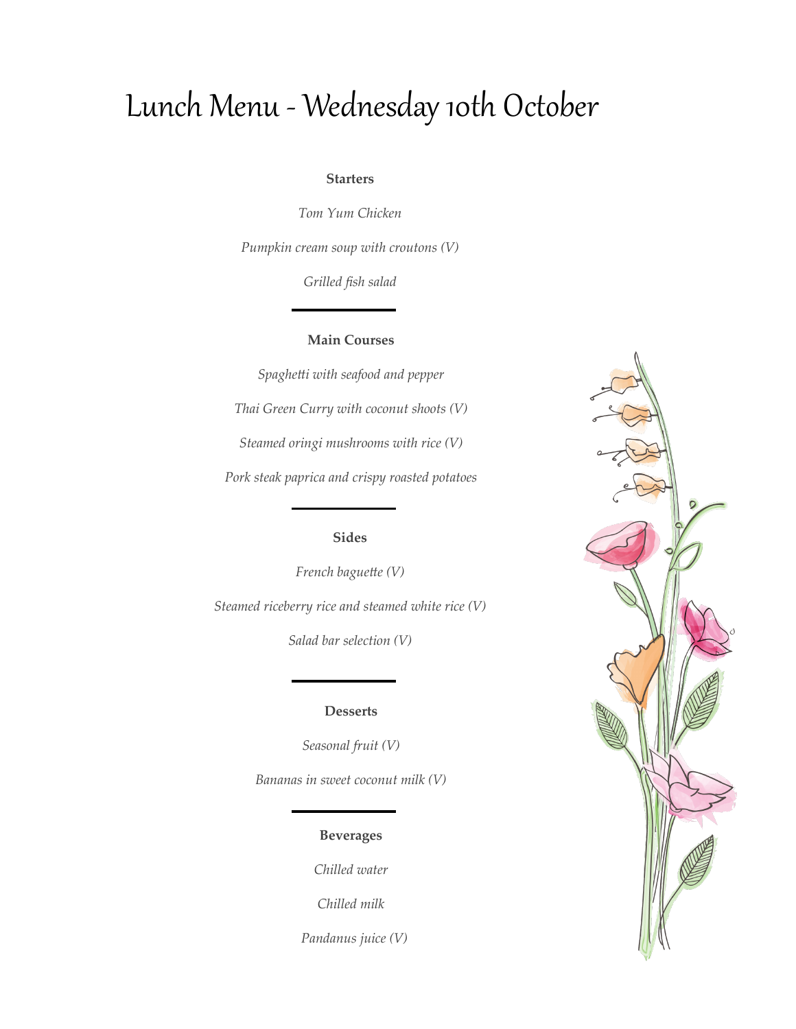# Lunch Menu - Wednesday 10th October

**Starters**

*Tom Yum Chicken*

*Pumpkin cream soup with croutons (V)*

*Grilled fish salad*

---

**Main Courses**

*Spaghetti with seafood and pepper*

*Thai Green Curry with coconut shoots (V)*

*Steamed oringi mushrooms with rice (V)*

*Pork steak paprica and crispy roasted potatoes*

---

**Sides**

*French baguette (V)*

*Steamed riceberry rice and steamed white rice (V)*

*Salad bar selection (V)*

---

**Desserts**

*Seasonal fruit (V)*

*Bananas in sweet coconut milk (V)*

---

**Beverages**

*Chilled water*

*Chilled milk*

*Pandanus juice (V)*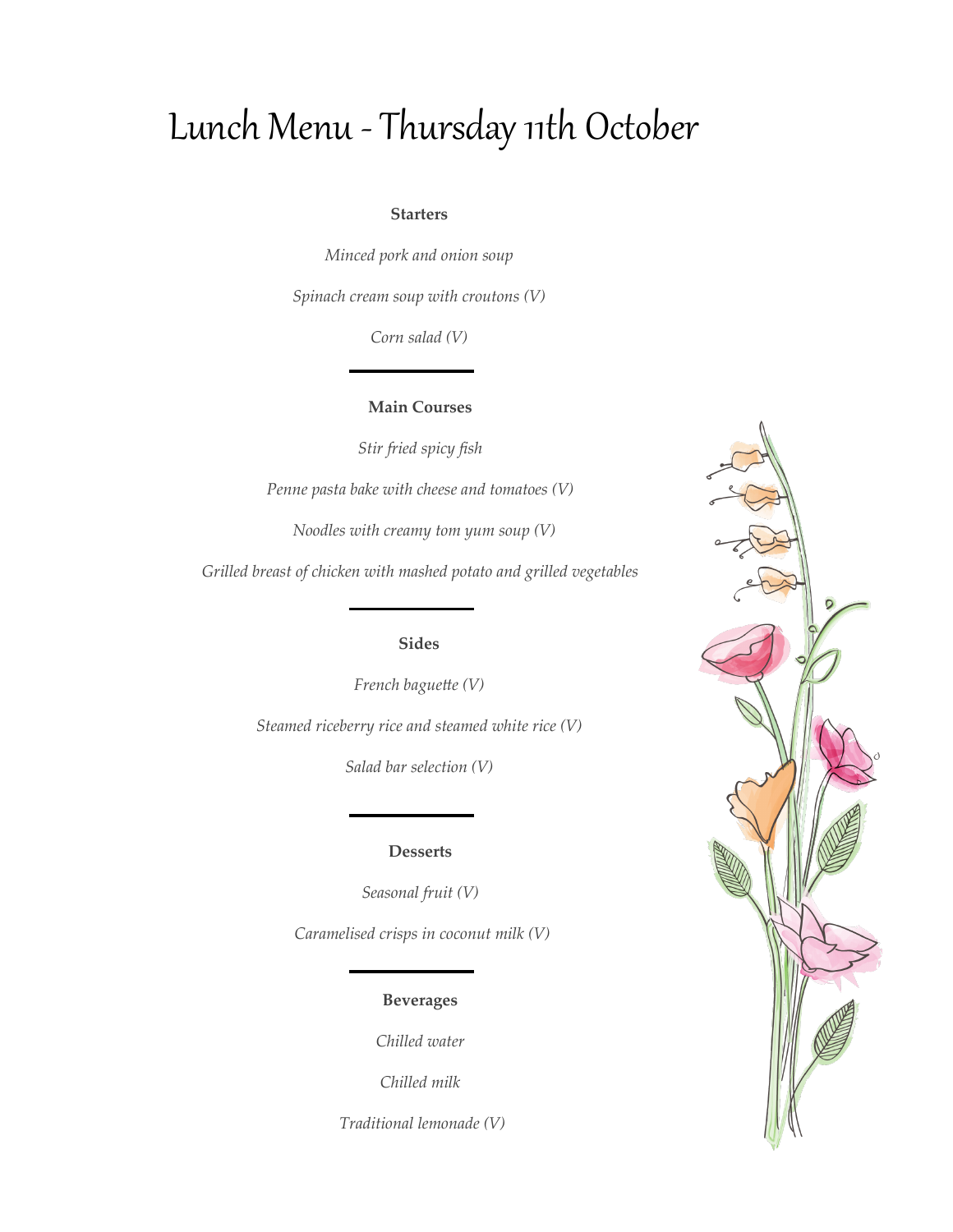# Lunch Menu - Thursday 11th October

### Starters

*Minced pork and onion soup*

*Spinach cream soup with croutons (V)*

*Corn salad (V)*

---

### Main Courses

*Stir fried spicy fish*

*Penne pasta bake with cheese and tomatoes (V)*

*Noodles with creamy tom yum soup (V)*

*Grilled breast of chicken with mashed potato and grilled vegetables*

---

### Sides

*French baguette (V)*

*Steamed riceberry rice and steamed white rice (V)*

*Salad bar selection (V)*

---

### Desserts

*Seasonal fruit (V)*

*Caramelised crisps in coconut milk (V)*

---

### Beverages

*Chilled water*

*Chilled milk*

*Traditional lemonade (V)*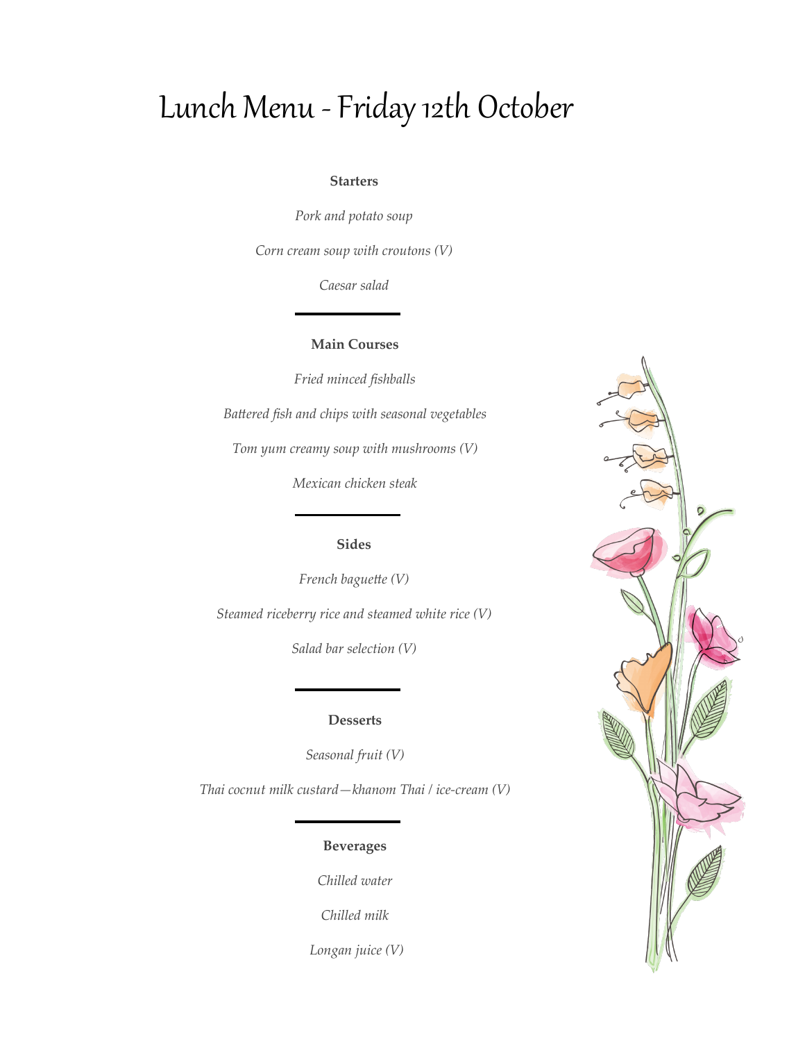# Lunch Menu - Friday 12th October

### Starters

*Pork and potato soup*

*Corn cream soup with croutons (V)*

*Caesar salad*

---

### Main Courses

*Fried minced fishballs*

*Battered fish and chips with seasonal vegetables*

*Tom yum creamy soup with mushrooms (V)*

*Mexican chicken steak*

---

### Sides

*French baguette (V)*

*Steamed riceberry rice and steamed white rice (V)*

*Salad bar selection (V)*

---

### Desserts

*Seasonal fruit (V)*

*Thai cocnut milk custard—khanom Thai / ice-cream (V)*

---

### Beverages

*Chilled water*

*Chilled milk*

*Longan juice (V)*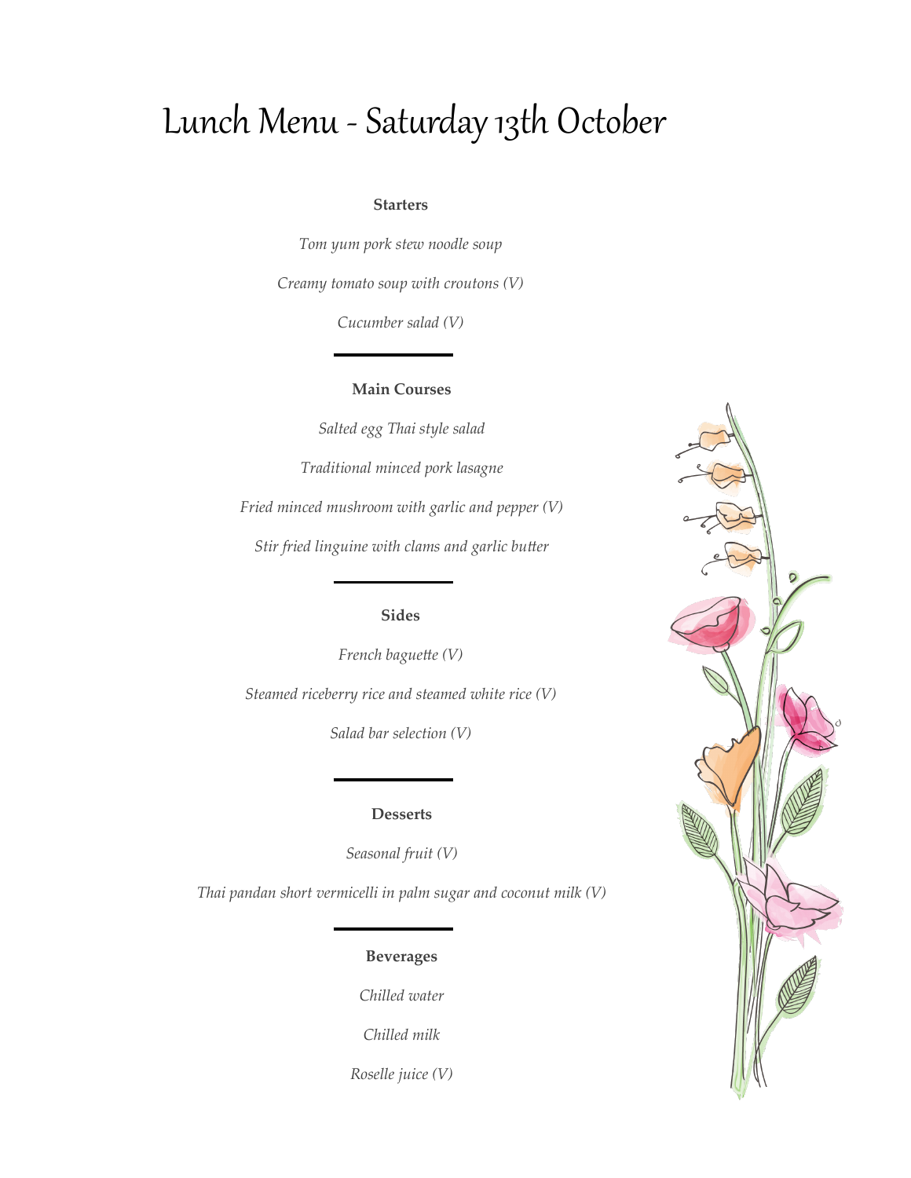# Lunch Menu - Saturday 13th October

**Starters**

*Tom yum pork stew noodle soup*

*Creamy tomato soup with croutons (V)*

*Cucumber salad (V)*

---

**Main Courses**

*Salted egg Thai style salad*

*Traditional minced pork lasagne*

*Fried minced mushroom with garlic and pepper (V)*

*Stir fried linguine with clams and garlic butter*

---

**Sides**

*French baguette (V)*

*Steamed riceberry rice and steamed white rice (V)*

*Salad bar selection (V)*

---

**Desserts**

*Seasonal fruit (V)*

*Thai pandan short vermicelli in palm sugar and coconut milk (V)*

---

**Beverages**

*Chilled water*

*Chilled milk*

*Roselle juice (V)*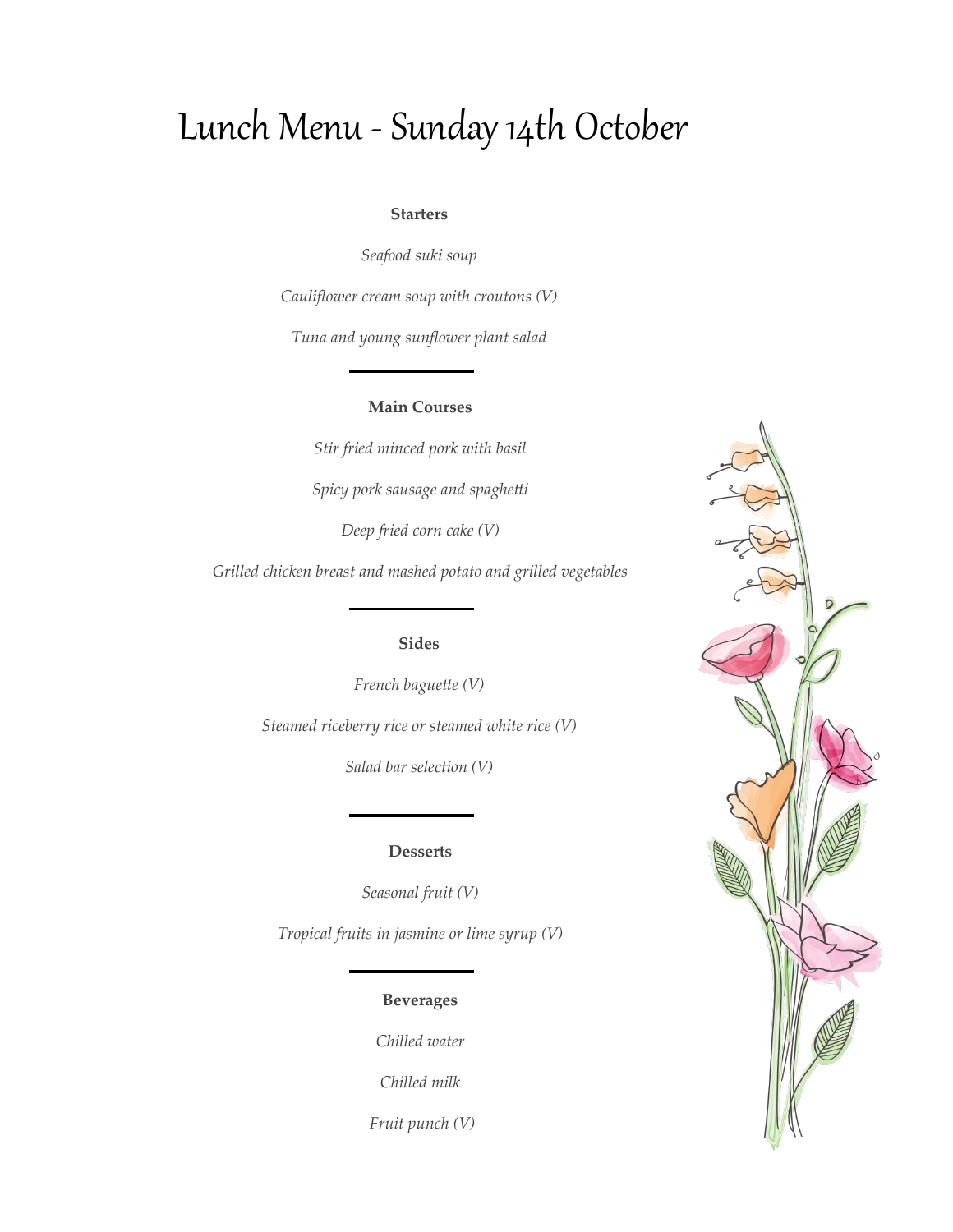# Lunch Menu - Sunday 14th October

**Starters**

*Seafood suki soup*

*Cauliflower cream soup with croutons (V)*

*Tuna and young sunflower plant salad*

---

**Main Courses**

*Stir fried minced pork with basil*

*Spicy pork sausage and spaghetti*

*Deep fried corn cake (V)*

*Grilled chicken breast and mashed potato and grilled vegetables*

---

**Sides**

*French baguette (V)*

*Steamed riceberry rice or steamed white rice (V)*

*Salad bar selection (V)*

---

**Desserts**

*Seasonal fruit (V)*

*Tropical fruits in jasmine or lime syrup (V)*

---

**Beverages**

*Chilled water*

*Chilled milk*

*Fruit punch (V)*